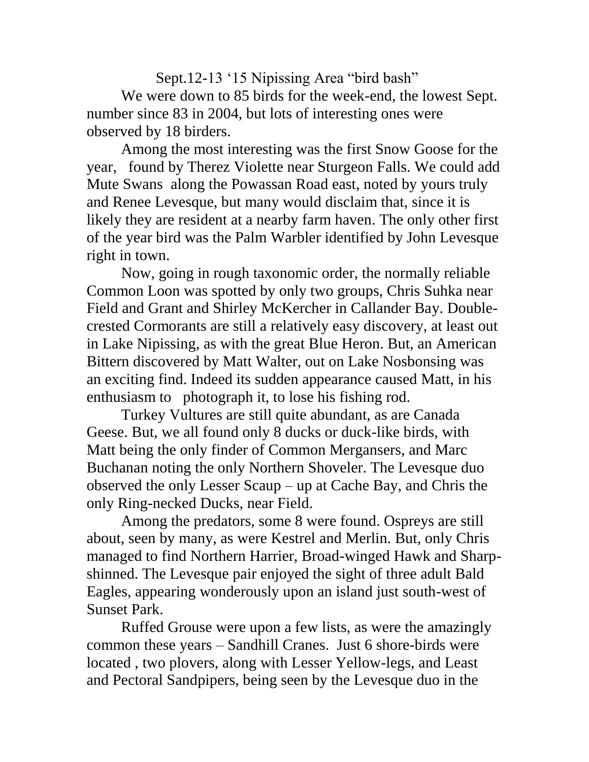# Sept.12-13 '15 Nipissing Area "bird bash"

We were down to 85 birds for the week-end, the lowest Sept. number since 83 in 2004, but lots of interesting ones were observed by 18 birders.

Among the most interesting was the first Snow Goose for the year, found by Therez Violette near Sturgeon Falls. We could add Mute Swans along the Powassan Road east, noted by yours truly and Renee Levesque, but many would disclaim that, since it is likely they are resident at a nearby farm haven. The only other first of the year bird was the Palm Warbler identified by John Levesque right in town.

Now, going in rough taxonomic order, the normally reliable Common Loon was spotted by only two groups, Chris Suhka near Field and Grant and Shirley McKercher in Callander Bay. Double-crested Cormorants are still a relatively easy discovery, at least out in Lake Nipissing, as with the great Blue Heron. But, an American Bittern discovered by Matt Walter, out on Lake Nosbonsing was an exciting find. Indeed its sudden appearance caused Matt, in his enthusiasm to photograph it, to lose his fishing rod.

Turkey Vultures are still quite abundant, as are Canada Geese. But, we all found only 8 ducks or duck-like birds, with Matt being the only finder of Common Mergansers, and Marc Buchanan noting the only Northern Shoveler. The Levesque duo observed the only Lesser Scaup – up at Cache Bay, and Chris the only Ring-necked Ducks, near Field.

Among the predators, some 8 were found. Ospreys are still about, seen by many, as were Kestrel and Merlin. But, only Chris managed to find Northern Harrier, Broad-winged Hawk and Sharp-shinned. The Levesque pair enjoyed the sight of three adult Bald Eagles, appearing wonderously upon an island just south-west of Sunset Park.

Ruffed Grouse were upon a few lists, as were the amazingly common these years – Sandhill Cranes. Just 6 shore-birds were located , two plovers, along with Lesser Yellow-legs, and Least and Pectoral Sandpipers, being seen by the Levesque duo in the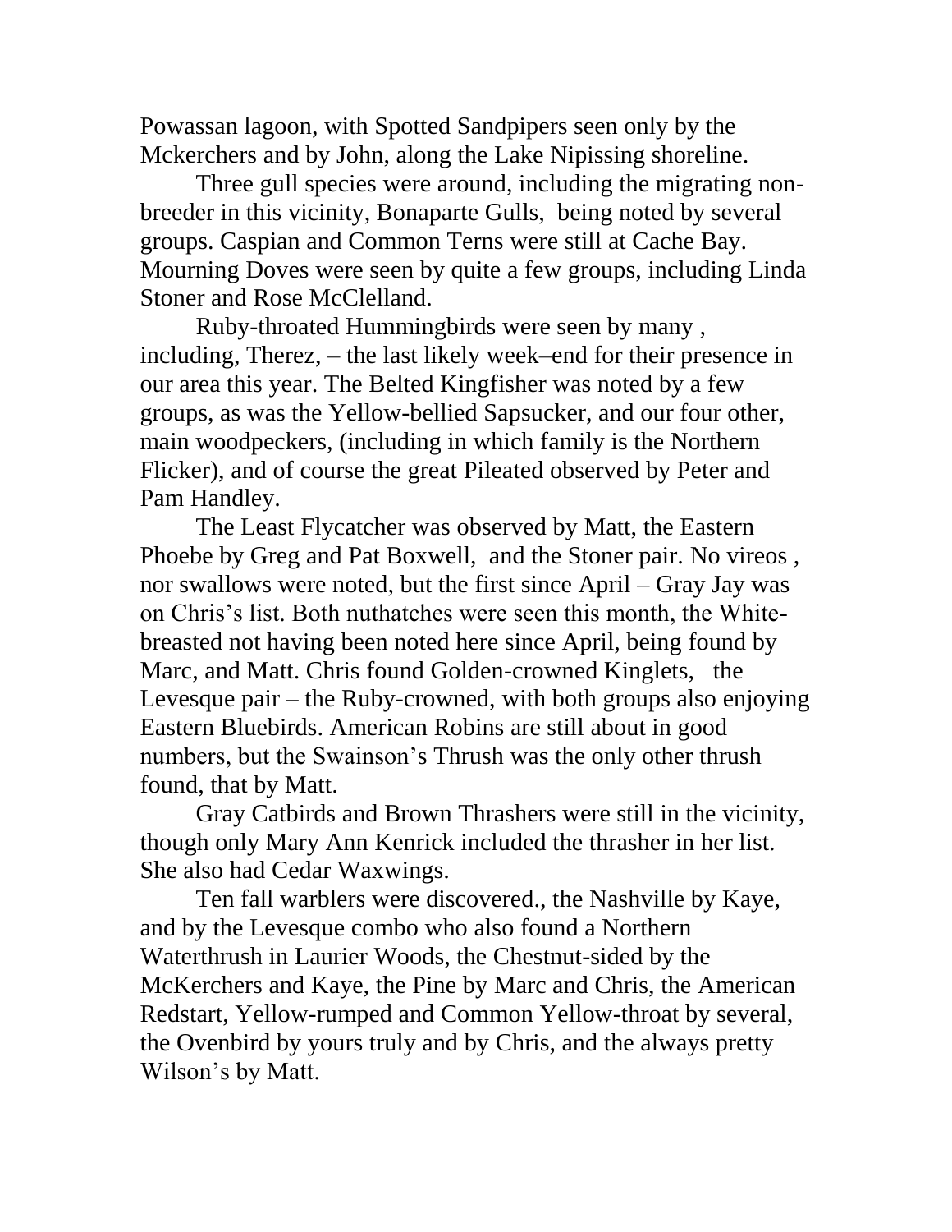Powassan lagoon, with Spotted Sandpipers seen only by the Mckerchers and by John, along the Lake Nipissing shoreline.

Three gull species were around, including the migrating non-breeder in this vicinity, Bonaparte Gulls, being noted by several groups. Caspian and Common Terns were still at Cache Bay. Mourning Doves were seen by quite a few groups, including Linda Stoner and Rose McClelland.

Ruby-throated Hummingbirds were seen by many , including, Therez, – the last likely week–end for their presence in our area this year. The Belted Kingfisher was noted by a few groups, as was the Yellow-bellied Sapsucker, and our four other, main woodpeckers, (including in which family is the Northern Flicker), and of course the great Pileated observed by Peter and Pam Handley.

The Least Flycatcher was observed by Matt, the Eastern Phoebe by Greg and Pat Boxwell, and the Stoner pair. No vireos , nor swallows were noted, but the first since April – Gray Jay was on Chris's list. Both nuthatches were seen this month, the White-breasted not having been noted here since April, being found by Marc, and Matt. Chris found Golden-crowned Kinglets, the Levesque pair – the Ruby-crowned, with both groups also enjoying Eastern Bluebirds. American Robins are still about in good numbers, but the Swainson's Thrush was the only other thrush found, that by Matt.

Gray Catbirds and Brown Thrashers were still in the vicinity, though only Mary Ann Kenrick included the thrasher in her list. She also had Cedar Waxwings.

Ten fall warblers were discovered., the Nashville by Kaye, and by the Levesque combo who also found a Northern Waterthrush in Laurier Woods, the Chestnut-sided by the McKerchers and Kaye, the Pine by Marc and Chris, the American Redstart, Yellow-rumped and Common Yellow-throat by several, the Ovenbird by yours truly and by Chris, and the always pretty Wilson's by Matt.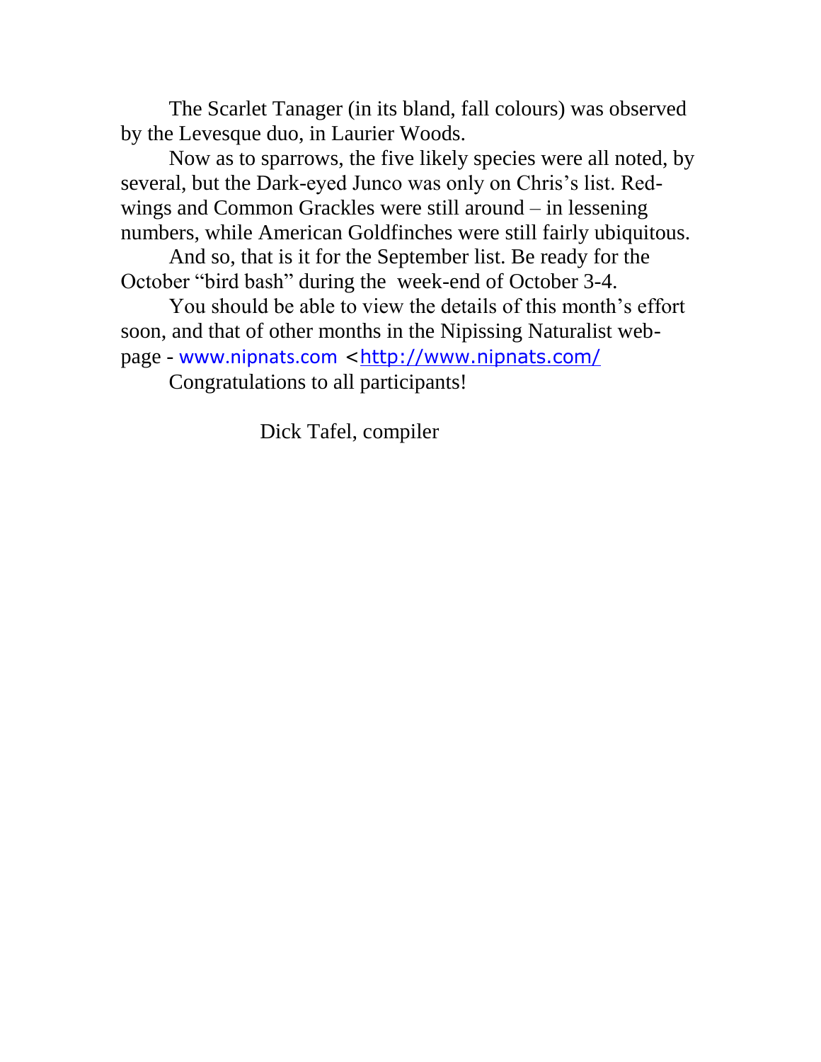The Scarlet Tanager (in its bland, fall colours) was observed by the Levesque duo, in Laurier Woods.

Now as to sparrows, the five likely species were all noted, by several, but the Dark-eyed Junco was only on Chris's list. Red-wings and Common Grackles were still around – in lessening numbers, while American Goldfinches were still fairly ubiquitous.

And so, that is it for the September list. Be ready for the October "bird bash" during the week-end of October 3-4.

You should be able to view the details of this month's effort soon, and that of other months in the Nipissing Naturalist web-page - www.nipnats.com <http://www.nipnats.com/

Congratulations to all participants!

Dick Tafel, compiler